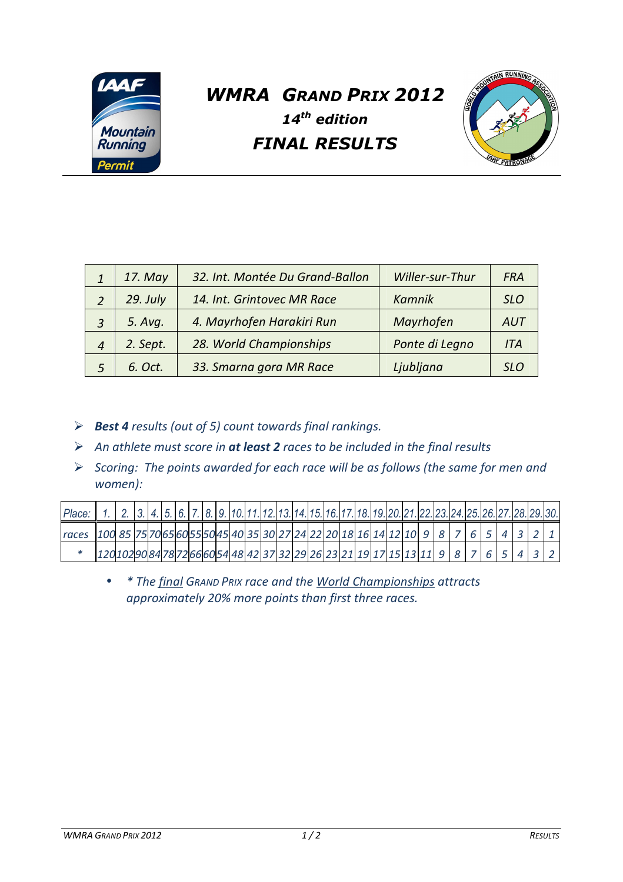# *WMRA GRAND PRIX 2012*

## *14th edition*

## *FINAL RESULTS*

| 1 | 17. May | 32. Int. Montée Du Grand-Ballon | Willer-sur-Thur | FRA |
|---|---|---|---|---|
| 2 | 29. July | 14. Int. Grintovec MR Race | Kamnik | SLO |
| 3 | 5. Avg. | 4. Mayrhofen Harakiri Run | Mayrhofen | AUT |
| 4 | 2. Sept. | 28. World Championships | Ponte di Legno | ITA |
| 5 | 6. Oct. | 33. Smarna gora MR Race | Ljubljana | SLO |

- ***Best 4*** *results (out of 5) count towards final rankings.*
- *An athlete must score in* ***at least 2*** *races to be included in the final results*
- *Scoring: The points awarded for each race will be as follows (the same for men and women):*

| Place: | 1. | 2. | 3. | 4. | 5. | 6. | 7. | 8. | 9. | 10. | 11. | 12. | 13. | 14. | 15. | 16. | 17. | 18. | 19. | 20. | 21. | 22. | 23. | 24. | 25. | 26. | 27. | 28. | 29. | 30. |
|---|---|---|---|---|---|---|---|---|---|---|---|---|---|---|---|---|---|---|---|---|---|---|---|---|---|---|---|---|---|---|
| races | 100 | 85 | 75 | 70 | 65 | 60 | 55 | 50 | 45 | 40 | 35 | 30 | 27 | 24 | 22 | 20 | 18 | 16 | 14 | 12 | 10 | 9 | 8 | 7 | 6 | 5 | 4 | 3 | 2 | 1 |
| * | 120 | 102 | 90 | 84 | 78 | 72 | 66 | 60 | 54 | 48 | 42 | 37 | 32 | 29 | 26 | 23 | 21 | 19 | 17 | 15 | 13 | 11 | 9 | 8 | 7 | 6 | 5 | 4 | 3 | 2 |

- *\* The final GRAND PRIX race and the World Championships attracts approximately 20% more points than first three races.*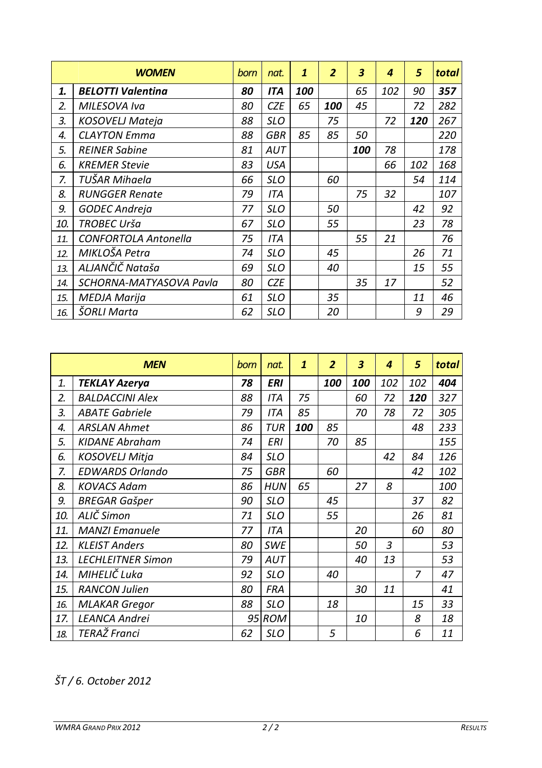| | WOMEN | born | nat. | 1 | 2 | 3 | 4 | 5 | total |
|---|---|---|---|---|---|---|---|---|---|
| **1.** | **BELOTTI Valentina** | **80** | **ITA** | **100** | | 65 | 102 | 90 | **357** |
| 2. | MILESOVA Iva | 80 | CZE | 65 | **100** | 45 | | 72 | 282 |
| 3. | KOSOVELJ Mateja | 88 | SLO | | 75 | | 72 | **120** | 267 |
| 4. | CLAYTON Emma | 88 | GBR | 85 | 85 | 50 | | | 220 |
| 5. | REINER Sabine | 81 | AUT | | | **100** | 78 | | 178 |
| 6. | KREMER Stevie | 83 | USA | | | | 66 | 102 | 168 |
| 7. | TUŠAR Mihaela | 66 | SLO | | 60 | | | 54 | 114 |
| 8. | RUNGGER Renate | 79 | ITA | | | 75 | 32 | | 107 |
| 9. | GODEC Andreja | 77 | SLO | | 50 | | | 42 | 92 |
| 10. | TROBEC Urša | 67 | SLO | | 55 | | | 23 | 78 |
| 11. | CONFORTOLA Antonella | 75 | ITA | | | 55 | 21 | | 76 |
| 12. | MIKLOŠA Petra | 74 | SLO | | 45 | | | 26 | 71 |
| 13. | ALJANČIČ Nataša | 69 | SLO | | 40 | | | 15 | 55 |
| 14. | SCHORNA-MATYASOVA Pavla | 80 | CZE | | | 35 | 17 | | 52 |
| 15. | MEDJA Marija | 61 | SLO | | 35 | | | 11 | 46 |
| 16. | ŠORLI Marta | 62 | SLO | | 20 | | | 9 | 29 |

| | MEN | born | nat. | 1 | 2 | 3 | 4 | 5 | total |
|---|---|---|---|---|---|---|---|---|---|
| 1. | **TEKLAY Azerya** | **78** | **ERI** | | **100** | **100** | 102 | 102 | **404** |
| 2. | BALDACCINI Alex | 88 | ITA | 75 | | 60 | 72 | **120** | 327 |
| 3. | ABATE Gabriele | 79 | ITA | 85 | | 70 | 78 | 72 | 305 |
| 4. | ARSLAN Ahmet | 86 | TUR | **100** | 85 | | | 48 | 233 |
| 5. | KIDANE Abraham | 74 | ERI | | 70 | 85 | | | 155 |
| 6. | KOSOVELJ Mitja | 84 | SLO | | | | 42 | 84 | 126 |
| 7. | EDWARDS Orlando | 75 | GBR | | 60 | | | 42 | 102 |
| 8. | KOVACS Adam | 86 | HUN | 65 | | 27 | 8 | | 100 |
| 9. | BREGAR Gašper | 90 | SLO | | 45 | | | 37 | 82 |
| 10. | ALIČ Simon | 71 | SLO | | 55 | | | 26 | 81 |
| 11. | MANZI Emanuele | 77 | ITA | | | 20 | | 60 | 80 |
| 12. | KLEIST Anders | 80 | SWE | | | 50 | 3 | | 53 |
| 13. | LECHLEITNER Simon | 79 | AUT | | | 40 | 13 | | 53 |
| 14. | MIHELIČ Luka | 92 | SLO | | 40 | | | 7 | 47 |
| 15. | RANCON Julien | 80 | FRA | | | 30 | 11 | | 41 |
| 16. | MLAKAR Gregor | 88 | SLO | | 18 | | | 15 | 33 |
| 17. | LEANCA Andrei | 95 | ROM | | | 10 | | 8 | 18 |
| 18. | TERAŽ Franci | 62 | SLO | | 5 | | | 6 | 11 |

*ŠT / 6. October 2012*